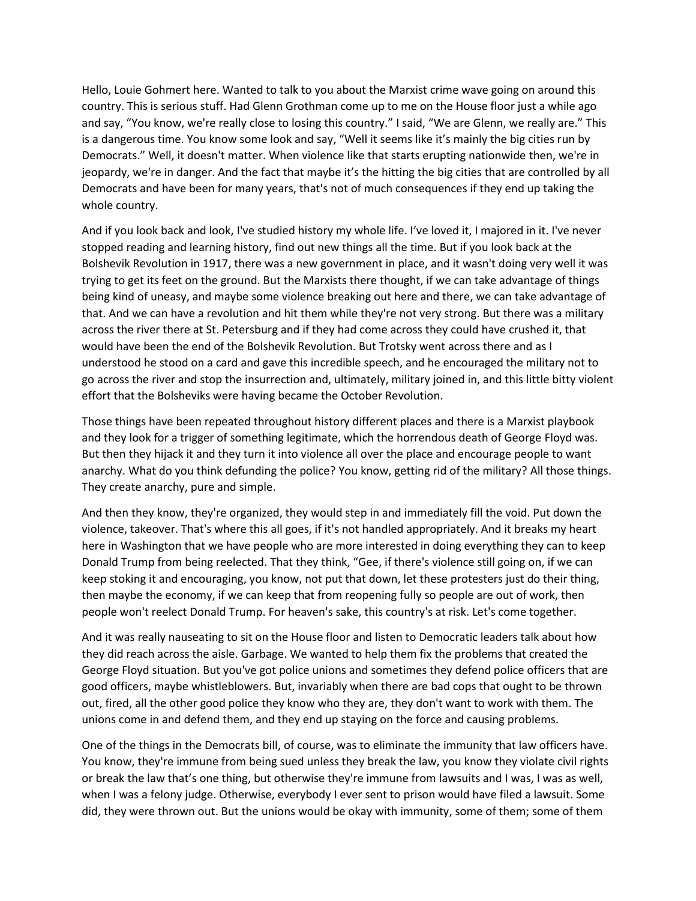Hello, Louie Gohmert here. Wanted to talk to you about the Marxist crime wave going on around this country. This is serious stuff. Had Glenn Grothman come up to me on the House floor just a while ago and say, "You know, we're really close to losing this country." I said, "We are Glenn, we really are." This is a dangerous time. You know some look and say, "Well it seems like it's mainly the big cities run by Democrats." Well, it doesn't matter. When violence like that starts erupting nationwide then, we're in jeopardy, we're in danger. And the fact that maybe it's the hitting the big cities that are controlled by all Democrats and have been for many years, that's not of much consequences if they end up taking the whole country.

And if you look back and look, I've studied history my whole life. I've loved it, I majored in it. I've never stopped reading and learning history, find out new things all the time. But if you look back at the Bolshevik Revolution in 1917, there was a new government in place, and it wasn't doing very well it was trying to get its feet on the ground. But the Marxists there thought, if we can take advantage of things being kind of uneasy, and maybe some violence breaking out here and there, we can take advantage of that. And we can have a revolution and hit them while they're not very strong. But there was a military across the river there at St. Petersburg and if they had come across they could have crushed it, that would have been the end of the Bolshevik Revolution. But Trotsky went across there and as I understood he stood on a card and gave this incredible speech, and he encouraged the military not to go across the river and stop the insurrection and, ultimately, military joined in, and this little bitty violent effort that the Bolsheviks were having became the October Revolution.

Those things have been repeated throughout history different places and there is a Marxist playbook and they look for a trigger of something legitimate, which the horrendous death of George Floyd was. But then they hijack it and they turn it into violence all over the place and encourage people to want anarchy. What do you think defunding the police? You know, getting rid of the military? All those things. They create anarchy, pure and simple.

And then they know, they're organized, they would step in and immediately fill the void. Put down the violence, takeover. That's where this all goes, if it's not handled appropriately. And it breaks my heart here in Washington that we have people who are more interested in doing everything they can to keep Donald Trump from being reelected. That they think, "Gee, if there's violence still going on, if we can keep stoking it and encouraging, you know, not put that down, let these protesters just do their thing, then maybe the economy, if we can keep that from reopening fully so people are out of work, then people won't reelect Donald Trump. For heaven's sake, this country's at risk. Let's come together.

And it was really nauseating to sit on the House floor and listen to Democratic leaders talk about how they did reach across the aisle. Garbage. We wanted to help them fix the problems that created the George Floyd situation. But you've got police unions and sometimes they defend police officers that are good officers, maybe whistleblowers. But, invariably when there are bad cops that ought to be thrown out, fired, all the other good police they know who they are, they don't want to work with them. The unions come in and defend them, and they end up staying on the force and causing problems.

One of the things in the Democrats bill, of course, was to eliminate the immunity that law officers have. You know, they're immune from being sued unless they break the law, you know they violate civil rights or break the law that's one thing, but otherwise they're immune from lawsuits and I was, I was as well, when I was a felony judge. Otherwise, everybody I ever sent to prison would have filed a lawsuit. Some did, they were thrown out. But the unions would be okay with immunity, some of them; some of them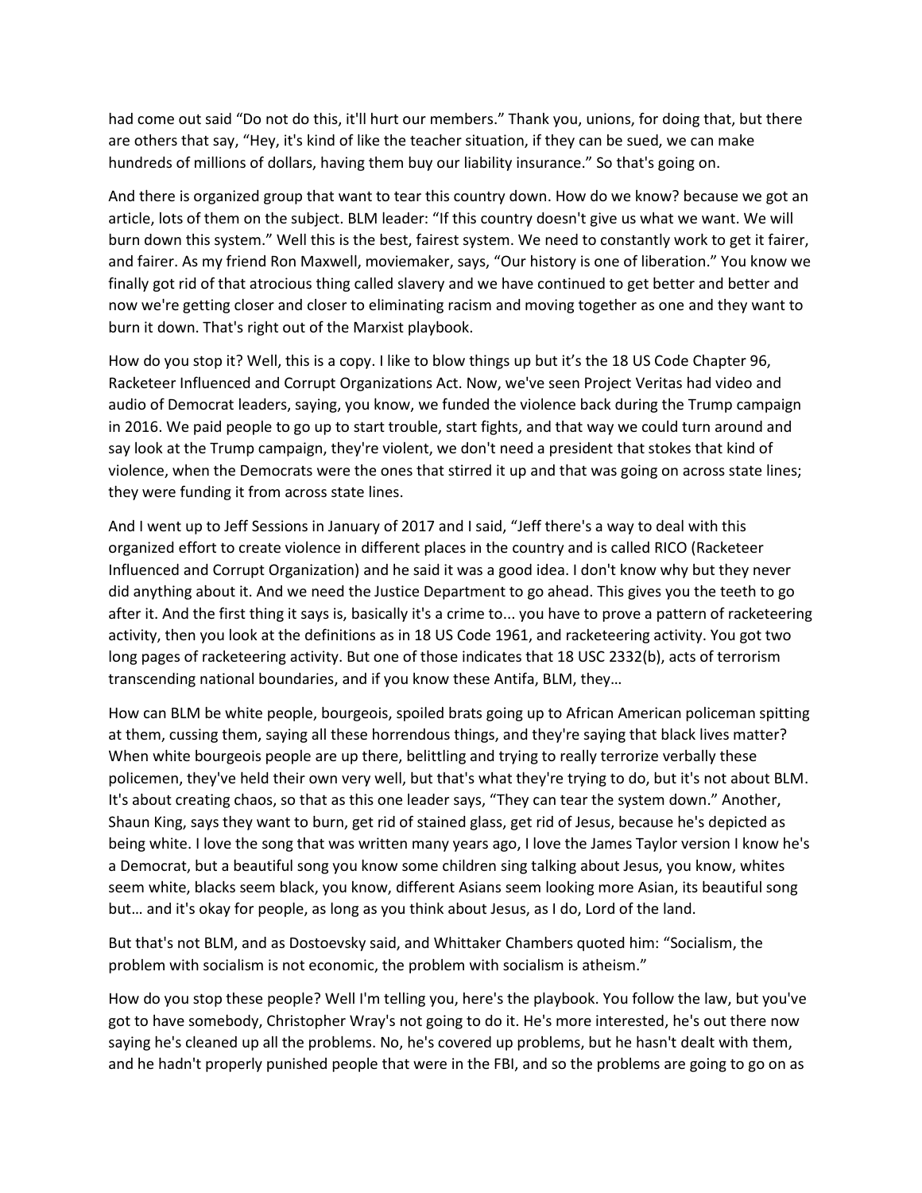had come out said "Do not do this, it'll hurt our members." Thank you, unions, for doing that, but there are others that say, "Hey, it's kind of like the teacher situation, if they can be sued, we can make hundreds of millions of dollars, having them buy our liability insurance." So that's going on.

And there is organized group that want to tear this country down. How do we know? because we got an article, lots of them on the subject. BLM leader: "If this country doesn't give us what we want. We will burn down this system." Well this is the best, fairest system. We need to constantly work to get it fairer, and fairer. As my friend Ron Maxwell, moviemaker, says, "Our history is one of liberation." You know we finally got rid of that atrocious thing called slavery and we have continued to get better and better and now we're getting closer and closer to eliminating racism and moving together as one and they want to burn it down. That's right out of the Marxist playbook.

How do you stop it? Well, this is a copy. I like to blow things up but it's the 18 US Code Chapter 96, Racketeer Influenced and Corrupt Organizations Act. Now, we've seen Project Veritas had video and audio of Democrat leaders, saying, you know, we funded the violence back during the Trump campaign in 2016. We paid people to go up to start trouble, start fights, and that way we could turn around and say look at the Trump campaign, they're violent, we don't need a president that stokes that kind of violence, when the Democrats were the ones that stirred it up and that was going on across state lines; they were funding it from across state lines.

And I went up to Jeff Sessions in January of 2017 and I said, "Jeff there's a way to deal with this organized effort to create violence in different places in the country and is called RICO (Racketeer Influenced and Corrupt Organization) and he said it was a good idea. I don't know why but they never did anything about it. And we need the Justice Department to go ahead. This gives you the teeth to go after it. And the first thing it says is, basically it's a crime to... you have to prove a pattern of racketeering activity, then you look at the definitions as in 18 US Code 1961, and racketeering activity. You got two long pages of racketeering activity. But one of those indicates that 18 USC 2332(b), acts of terrorism transcending national boundaries, and if you know these Antifa, BLM, they…

How can BLM be white people, bourgeois, spoiled brats going up to African American policeman spitting at them, cussing them, saying all these horrendous things, and they're saying that black lives matter? When white bourgeois people are up there, belittling and trying to really terrorize verbally these policemen, they've held their own very well, but that's what they're trying to do, but it's not about BLM. It's about creating chaos, so that as this one leader says, "They can tear the system down." Another, Shaun King, says they want to burn, get rid of stained glass, get rid of Jesus, because he's depicted as being white. I love the song that was written many years ago, I love the James Taylor version I know he's a Democrat, but a beautiful song you know some children sing talking about Jesus, you know, whites seem white, blacks seem black, you know, different Asians seem looking more Asian, its beautiful song but… and it's okay for people, as long as you think about Jesus, as I do, Lord of the land.

But that's not BLM, and as Dostoevsky said, and Whittaker Chambers quoted him: "Socialism, the problem with socialism is not economic, the problem with socialism is atheism."

How do you stop these people? Well I'm telling you, here's the playbook. You follow the law, but you've got to have somebody, Christopher Wray's not going to do it. He's more interested, he's out there now saying he's cleaned up all the problems. No, he's covered up problems, but he hasn't dealt with them, and he hadn't properly punished people that were in the FBI, and so the problems are going to go on as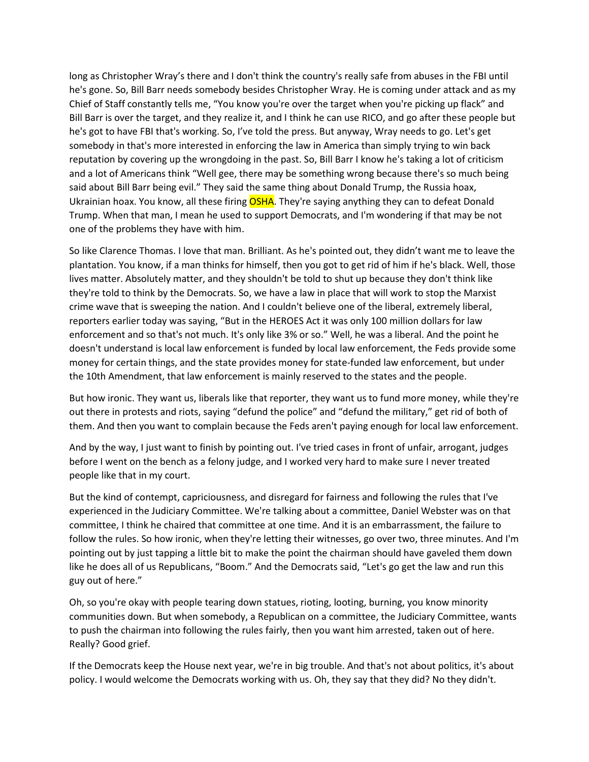long as Christopher Wray's there and I don't think the country's really safe from abuses in the FBI until he's gone. So, Bill Barr needs somebody besides Christopher Wray. He is coming under attack and as my Chief of Staff constantly tells me, "You know you're over the target when you're picking up flack" and Bill Barr is over the target, and they realize it, and I think he can use RICO, and go after these people but he's got to have FBI that's working. So, I've told the press. But anyway, Wray needs to go. Let's get somebody in that's more interested in enforcing the law in America than simply trying to win back reputation by covering up the wrongdoing in the past. So, Bill Barr I know he's taking a lot of criticism and a lot of Americans think "Well gee, there may be something wrong because there's so much being said about Bill Barr being evil." They said the same thing about Donald Trump, the Russia hoax, Ukrainian hoax. You know, all these firing OSHA. They're saying anything they can to defeat Donald Trump. When that man, I mean he used to support Democrats, and I'm wondering if that may be not one of the problems they have with him.

So like Clarence Thomas. I love that man. Brilliant. As he's pointed out, they didn't want me to leave the plantation. You know, if a man thinks for himself, then you got to get rid of him if he's black. Well, those lives matter. Absolutely matter, and they shouldn't be told to shut up because they don't think like they're told to think by the Democrats. So, we have a law in place that will work to stop the Marxist crime wave that is sweeping the nation. And I couldn't believe one of the liberal, extremely liberal, reporters earlier today was saying, "But in the HEROES Act it was only 100 million dollars for law enforcement and so that's not much. It's only like 3% or so." Well, he was a liberal. And the point he doesn't understand is local law enforcement is funded by local law enforcement, the Feds provide some money for certain things, and the state provides money for state-funded law enforcement, but under the 10th Amendment, that law enforcement is mainly reserved to the states and the people.

But how ironic. They want us, liberals like that reporter, they want us to fund more money, while they're out there in protests and riots, saying "defund the police" and "defund the military," get rid of both of them. And then you want to complain because the Feds aren't paying enough for local law enforcement.

And by the way, I just want to finish by pointing out. I've tried cases in front of unfair, arrogant, judges before I went on the bench as a felony judge, and I worked very hard to make sure I never treated people like that in my court.

But the kind of contempt, capriciousness, and disregard for fairness and following the rules that I've experienced in the Judiciary Committee. We're talking about a committee, Daniel Webster was on that committee, I think he chaired that committee at one time. And it is an embarrassment, the failure to follow the rules. So how ironic, when they're letting their witnesses, go over two, three minutes. And I'm pointing out by just tapping a little bit to make the point the chairman should have gaveled them down like he does all of us Republicans, "Boom." And the Democrats said, "Let's go get the law and run this guy out of here."

Oh, so you're okay with people tearing down statues, rioting, looting, burning, you know minority communities down. But when somebody, a Republican on a committee, the Judiciary Committee, wants to push the chairman into following the rules fairly, then you want him arrested, taken out of here. Really? Good grief.

If the Democrats keep the House next year, we're in big trouble. And that's not about politics, it's about policy. I would welcome the Democrats working with us. Oh, they say that they did? No they didn't.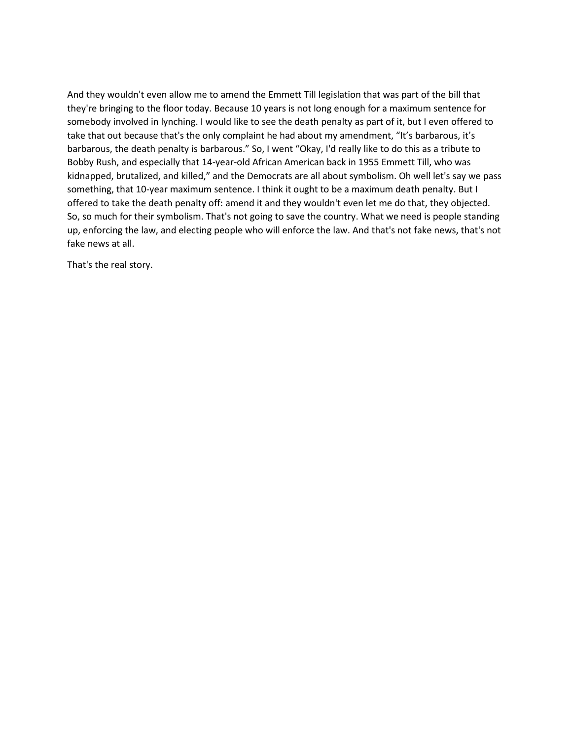And they wouldn't even allow me to amend the Emmett Till legislation that was part of the bill that they're bringing to the floor today. Because 10 years is not long enough for a maximum sentence for somebody involved in lynching. I would like to see the death penalty as part of it, but I even offered to take that out because that's the only complaint he had about my amendment, "It's barbarous, it's barbarous, the death penalty is barbarous." So, I went "Okay, I'd really like to do this as a tribute to Bobby Rush, and especially that 14-year-old African American back in 1955 Emmett Till, who was kidnapped, brutalized, and killed," and the Democrats are all about symbolism. Oh well let's say we pass something, that 10-year maximum sentence. I think it ought to be a maximum death penalty. But I offered to take the death penalty off: amend it and they wouldn't even let me do that, they objected. So, so much for their symbolism. That's not going to save the country. What we need is people standing up, enforcing the law, and electing people who will enforce the law. And that's not fake news, that's not fake news at all.

That's the real story.